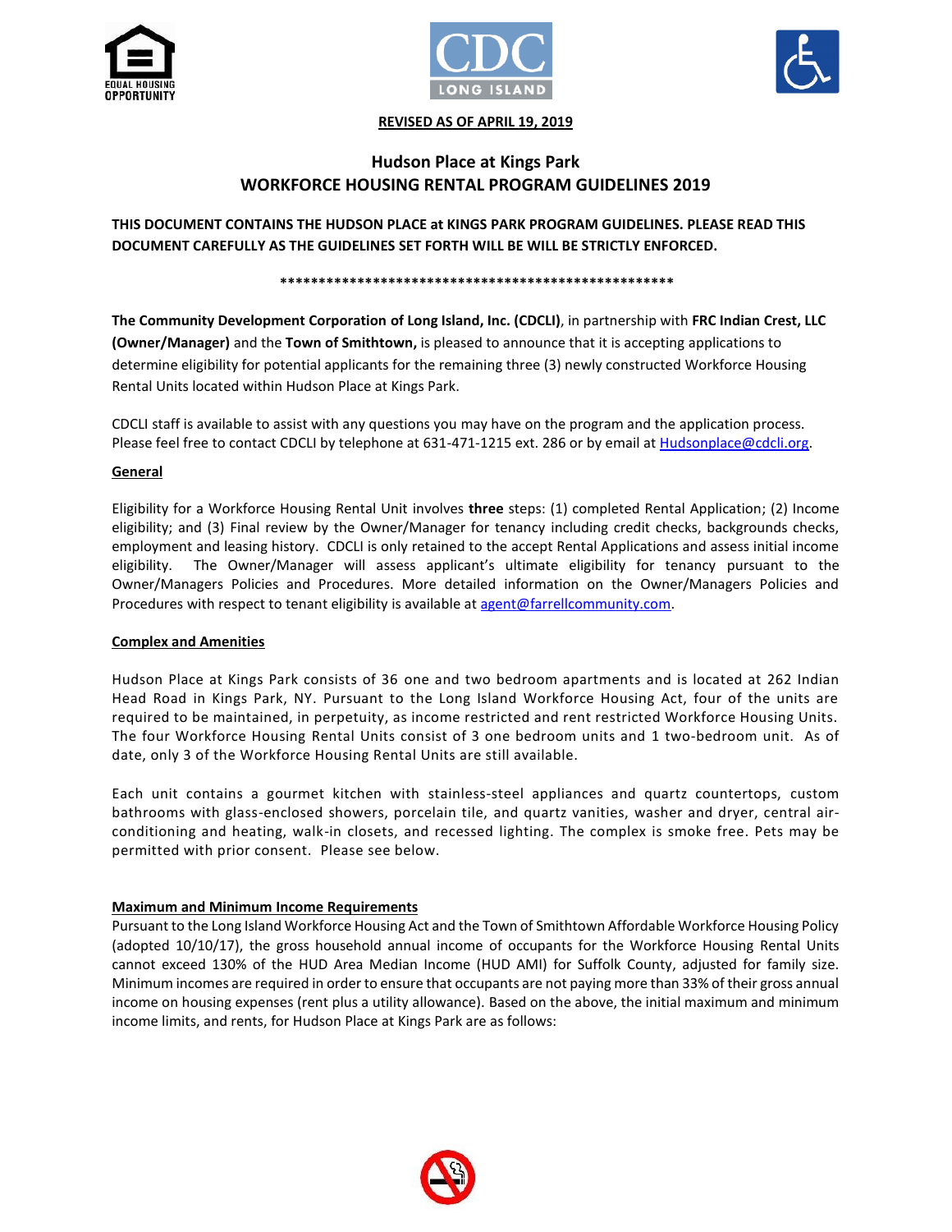**REVISED AS OF APRIL 19, 2019**

# Hudson Place at Kings Park
# WORKFORCE HOUSING RENTAL PROGRAM GUIDELINES 2019

**THIS DOCUMENT CONTAINS THE HUDSON PLACE at KINGS PARK PROGRAM GUIDELINES. PLEASE READ THIS DOCUMENT CAREFULLY AS THE GUIDELINES SET FORTH WILL BE WILL BE STRICTLY ENFORCED.**

\*\*\*\*\*\*\*\*\*\*\*\*\*\*\*\*\*\*\*\*\*\*\*\*\*\*\*\*\*\*\*\*\*\*\*\*\*\*\*\*\*\*\*\*\*\*\*\*\*\*\*\*\*

**The Community Development Corporation of Long Island, Inc. (CDCLI)**, in partnership with **FRC Indian Crest, LLC (Owner/Manager)** and the **Town of Smithtown,** is pleased to announce that it is accepting applications to determine eligibility for potential applicants for the remaining three (3) newly constructed Workforce Housing Rental Units located within Hudson Place at Kings Park.

CDCLI staff is available to assist with any questions you may have on the program and the application process. Please feel free to contact CDCLI by telephone at 631-471-1215 ext. 286 or by email at Hudsonplace@cdcli.org.

## General

Eligibility for a Workforce Housing Rental Unit involves **three** steps: (1) completed Rental Application; (2) Income eligibility; and (3) Final review by the Owner/Manager for tenancy including credit checks, backgrounds checks, employment and leasing history. CDCLI is only retained to the accept Rental Applications and assess initial income eligibility. The Owner/Manager will assess applicant's ultimate eligibility for tenancy pursuant to the Owner/Managers Policies and Procedures. More detailed information on the Owner/Managers Policies and Procedures with respect to tenant eligibility is available at agent@farrellcommunity.com.

## Complex and Amenities

Hudson Place at Kings Park consists of 36 one and two bedroom apartments and is located at 262 Indian Head Road in Kings Park, NY. Pursuant to the Long Island Workforce Housing Act, four of the units are required to be maintained, in perpetuity, as income restricted and rent restricted Workforce Housing Units. The four Workforce Housing Rental Units consist of 3 one bedroom units and 1 two-bedroom unit. As of date, only 3 of the Workforce Housing Rental Units are still available.

Each unit contains a gourmet kitchen with stainless-steel appliances and quartz countertops, custom bathrooms with glass-enclosed showers, porcelain tile, and quartz vanities, washer and dryer, central air-conditioning and heating, walk-in closets, and recessed lighting. The complex is smoke free. Pets may be permitted with prior consent. Please see below.

## Maximum and Minimum Income Requirements

Pursuant to the Long Island Workforce Housing Act and the Town of Smithtown Affordable Workforce Housing Policy (adopted 10/10/17), the gross household annual income of occupants for the Workforce Housing Rental Units cannot exceed 130% of the HUD Area Median Income (HUD AMI) for Suffolk County, adjusted for family size. Minimum incomes are required in order to ensure that occupants are not paying more than 33% of their gross annual income on housing expenses (rent plus a utility allowance). Based on the above, the initial maximum and minimum income limits, and rents, for Hudson Place at Kings Park are as follows: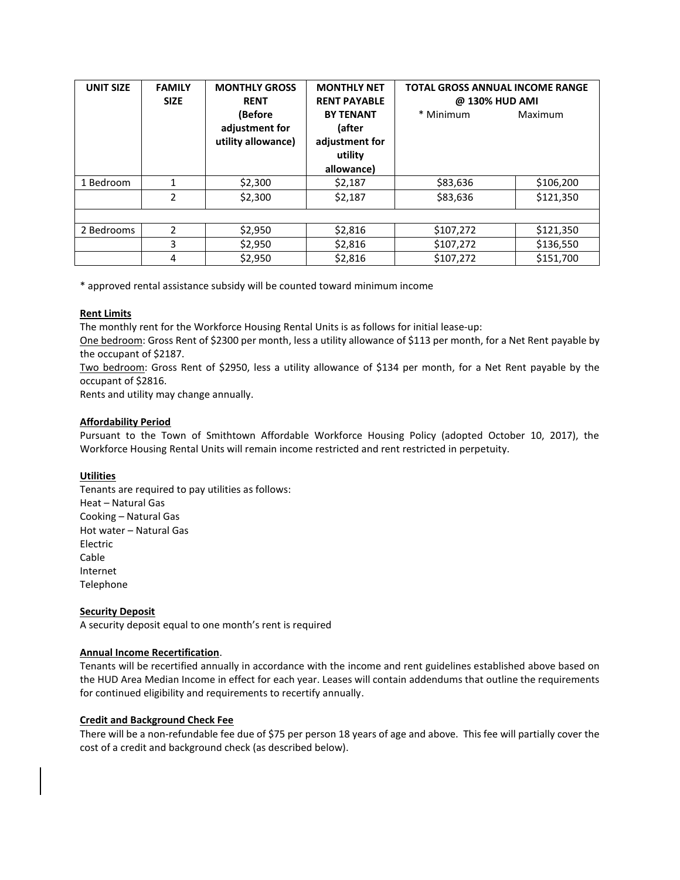| UNIT SIZE | FAMILY SIZE | MONTHLY GROSS RENT (Before adjustment for utility allowance) | MONTHLY NET RENT PAYABLE BY TENANT (after adjustment for utility allowance) | TOTAL GROSS ANNUAL INCOME RANGE @ 130% HUD AMI | |
|---|---|---|---|---|---|
| | | | | * Minimum | Maximum |
| 1 Bedroom | 1 | $2,300 | $2,187 | $83,636 | $106,200 |
| | 2 | $2,300 | $2,187 | $83,636 | $121,350 |
| | | | | | |
| 2 Bedrooms | 2 | $2,950 | $2,816 | $107,272 | $121,350 |
| | 3 | $2,950 | $2,816 | $107,272 | $136,550 |
| | 4 | $2,950 | $2,816 | $107,272 | $151,700 |

* approved rental assistance subsidy will be counted toward minimum income

**Rent Limits**

The monthly rent for the Workforce Housing Rental Units is as follows for initial lease-up:

One bedroom: Gross Rent of $2300 per month, less a utility allowance of $113 per month, for a Net Rent payable by the occupant of $2187.

Two bedroom: Gross Rent of $2950, less a utility allowance of $134 per month, for a Net Rent payable by the occupant of $2816.

Rents and utility may change annually.

**Affordability Period**

Pursuant to the Town of Smithtown Affordable Workforce Housing Policy (adopted October 10, 2017), the Workforce Housing Rental Units will remain income restricted and rent restricted in perpetuity.

**Utilities**

Tenants are required to pay utilities as follows:

Heat – Natural Gas
Cooking – Natural Gas
Hot water – Natural Gas
Electric
Cable
Internet
Telephone

**Security Deposit**

A security deposit equal to one month's rent is required

**Annual Income Recertification**.

Tenants will be recertified annually in accordance with the income and rent guidelines established above based on the HUD Area Median Income in effect for each year. Leases will contain addendums that outline the requirements for continued eligibility and requirements to recertify annually.

**Credit and Background Check Fee**

There will be a non-refundable fee due of $75 per person 18 years of age and above. This fee will partially cover the cost of a credit and background check (as described below).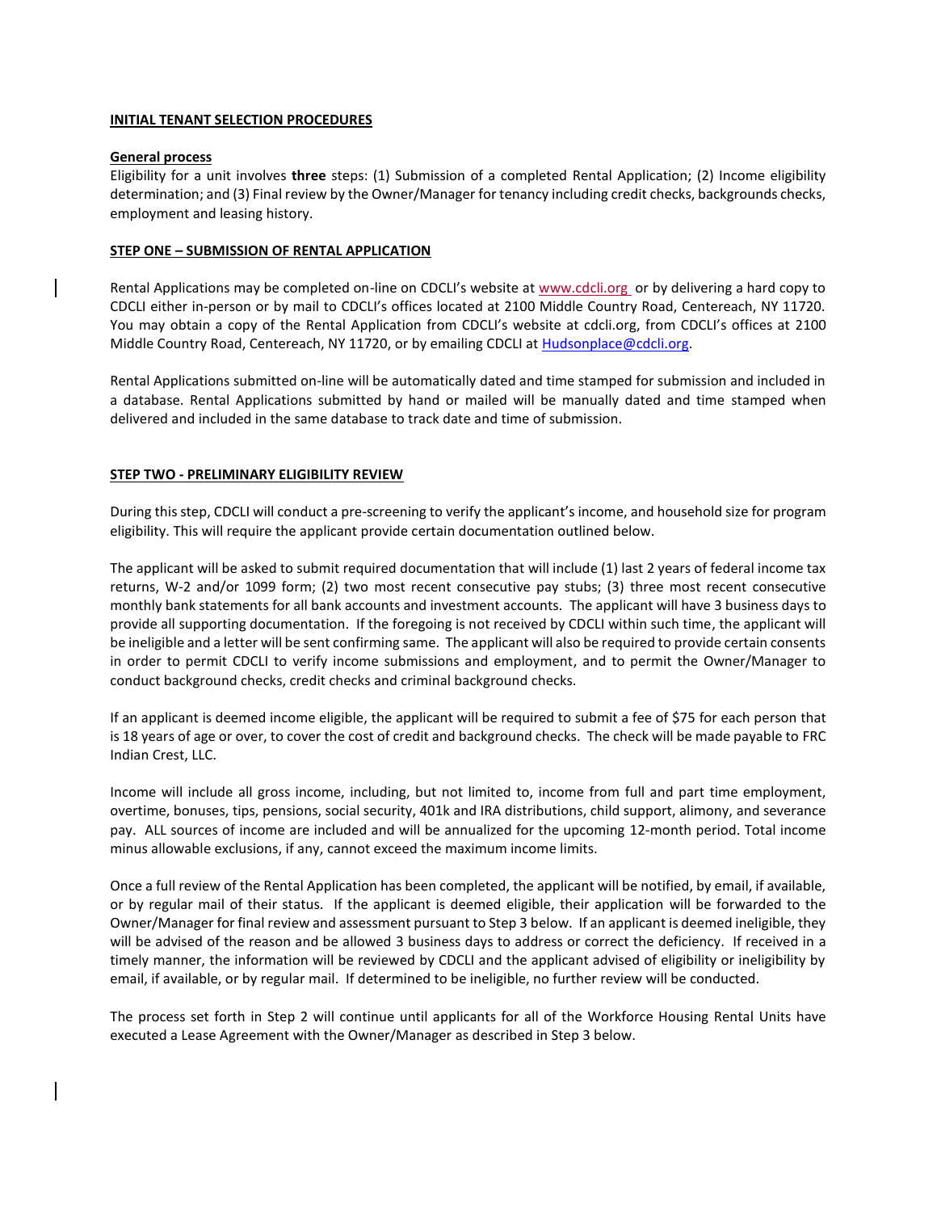**INITIAL TENANT SELECTION PROCEDURES**

**General process**

Eligibility for a unit involves **three** steps: (1) Submission of a completed Rental Application; (2) Income eligibility determination; and (3) Final review by the Owner/Manager for tenancy including credit checks, backgrounds checks, employment and leasing history.

**STEP ONE – SUBMISSION OF RENTAL APPLICATION**

Rental Applications may be completed on-line on CDCLI's website at www.cdcli.org or by delivering a hard copy to CDCLI either in-person or by mail to CDCLI's offices located at 2100 Middle Country Road, Centereach, NY 11720. You may obtain a copy of the Rental Application from CDCLI's website at cdcli.org, from CDCLI's offices at 2100 Middle Country Road, Centereach, NY 11720, or by emailing CDCLI at Hudsonplace@cdcli.org.

Rental Applications submitted on-line will be automatically dated and time stamped for submission and included in a database. Rental Applications submitted by hand or mailed will be manually dated and time stamped when delivered and included in the same database to track date and time of submission.

**STEP TWO - PRELIMINARY ELIGIBILITY REVIEW**

During this step, CDCLI will conduct a pre-screening to verify the applicant's income, and household size for program eligibility. This will require the applicant provide certain documentation outlined below.

The applicant will be asked to submit required documentation that will include (1) last 2 years of federal income tax returns, W-2 and/or 1099 form; (2) two most recent consecutive pay stubs; (3) three most recent consecutive monthly bank statements for all bank accounts and investment accounts. The applicant will have 3 business days to provide all supporting documentation. If the foregoing is not received by CDCLI within such time, the applicant will be ineligible and a letter will be sent confirming same. The applicant will also be required to provide certain consents in order to permit CDCLI to verify income submissions and employment, and to permit the Owner/Manager to conduct background checks, credit checks and criminal background checks.

If an applicant is deemed income eligible, the applicant will be required to submit a fee of $75 for each person that is 18 years of age or over, to cover the cost of credit and background checks. The check will be made payable to FRC Indian Crest, LLC.

Income will include all gross income, including, but not limited to, income from full and part time employment, overtime, bonuses, tips, pensions, social security, 401k and IRA distributions, child support, alimony, and severance pay. ALL sources of income are included and will be annualized for the upcoming 12-month period. Total income minus allowable exclusions, if any, cannot exceed the maximum income limits.

Once a full review of the Rental Application has been completed, the applicant will be notified, by email, if available, or by regular mail of their status. If the applicant is deemed eligible, their application will be forwarded to the Owner/Manager for final review and assessment pursuant to Step 3 below. If an applicant is deemed ineligible, they will be advised of the reason and be allowed 3 business days to address or correct the deficiency. If received in a timely manner, the information will be reviewed by CDCLI and the applicant advised of eligibility or ineligibility by email, if available, or by regular mail. If determined to be ineligible, no further review will be conducted.

The process set forth in Step 2 will continue until applicants for all of the Workforce Housing Rental Units have executed a Lease Agreement with the Owner/Manager as described in Step 3 below.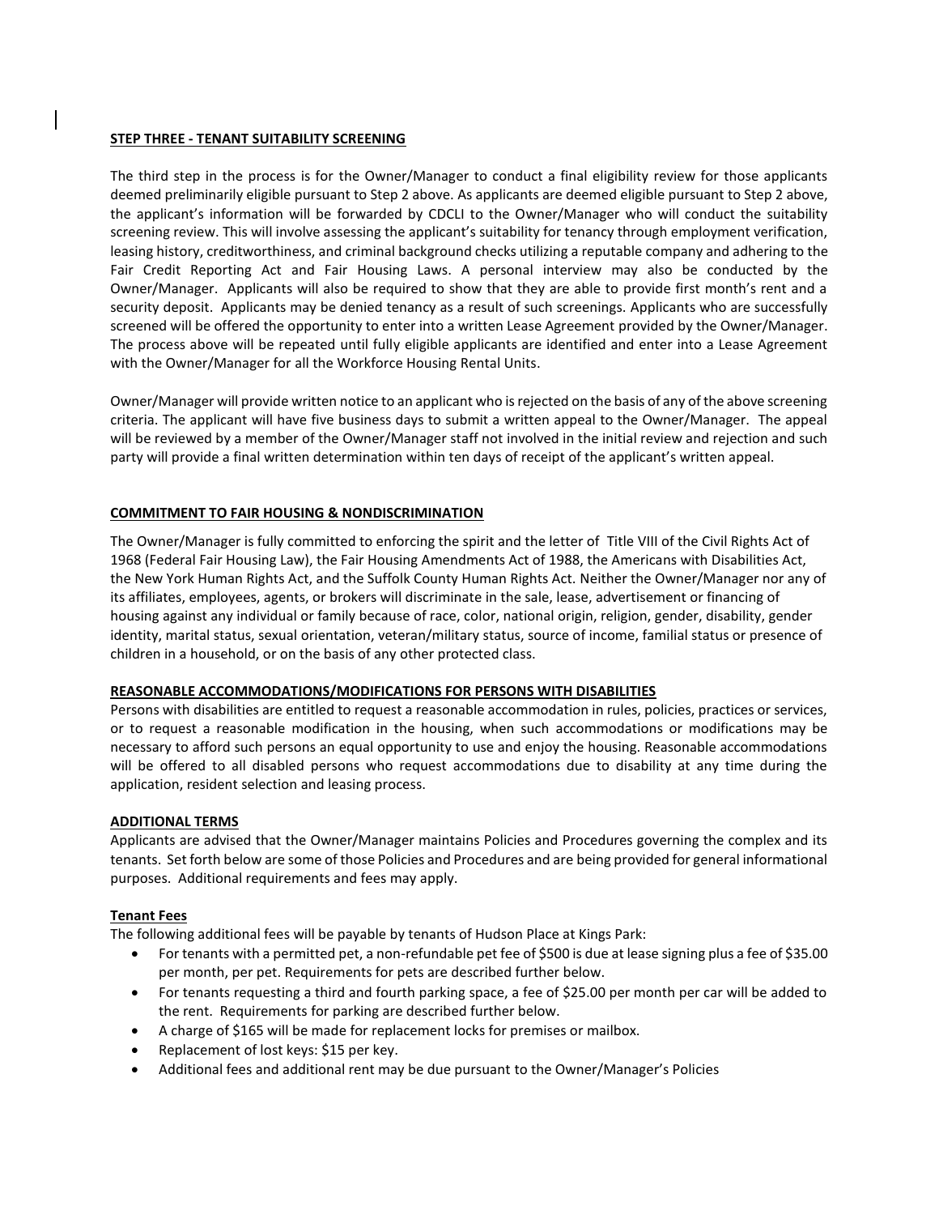## STEP THREE - TENANT SUITABILITY SCREENING

The third step in the process is for the Owner/Manager to conduct a final eligibility review for those applicants deemed preliminarily eligible pursuant to Step 2 above. As applicants are deemed eligible pursuant to Step 2 above, the applicant's information will be forwarded by CDCLI to the Owner/Manager who will conduct the suitability screening review. This will involve assessing the applicant's suitability for tenancy through employment verification, leasing history, creditworthiness, and criminal background checks utilizing a reputable company and adhering to the Fair Credit Reporting Act and Fair Housing Laws. A personal interview may also be conducted by the Owner/Manager. Applicants will also be required to show that they are able to provide first month's rent and a security deposit. Applicants may be denied tenancy as a result of such screenings. Applicants who are successfully screened will be offered the opportunity to enter into a written Lease Agreement provided by the Owner/Manager. The process above will be repeated until fully eligible applicants are identified and enter into a Lease Agreement with the Owner/Manager for all the Workforce Housing Rental Units.

Owner/Manager will provide written notice to an applicant who is rejected on the basis of any of the above screening criteria. The applicant will have five business days to submit a written appeal to the Owner/Manager. The appeal will be reviewed by a member of the Owner/Manager staff not involved in the initial review and rejection and such party will provide a final written determination within ten days of receipt of the applicant's written appeal.

## COMMITMENT TO FAIR HOUSING & NONDISCRIMINATION

The Owner/Manager is fully committed to enforcing the spirit and the letter of Title VIII of the Civil Rights Act of 1968 (Federal Fair Housing Law), the Fair Housing Amendments Act of 1988, the Americans with Disabilities Act, the New York Human Rights Act, and the Suffolk County Human Rights Act. Neither the Owner/Manager nor any of its affiliates, employees, agents, or brokers will discriminate in the sale, lease, advertisement or financing of housing against any individual or family because of race, color, national origin, religion, gender, disability, gender identity, marital status, sexual orientation, veteran/military status, source of income, familial status or presence of children in a household, or on the basis of any other protected class.

## REASONABLE ACCOMMODATIONS/MODIFICATIONS FOR PERSONS WITH DISABILITIES

Persons with disabilities are entitled to request a reasonable accommodation in rules, policies, practices or services, or to request a reasonable modification in the housing, when such accommodations or modifications may be necessary to afford such persons an equal opportunity to use and enjoy the housing. Reasonable accommodations will be offered to all disabled persons who request accommodations due to disability at any time during the application, resident selection and leasing process.

## ADDITIONAL TERMS

Applicants are advised that the Owner/Manager maintains Policies and Procedures governing the complex and its tenants. Set forth below are some of those Policies and Procedures and are being provided for general informational purposes. Additional requirements and fees may apply.

### Tenant Fees

The following additional fees will be payable by tenants of Hudson Place at Kings Park:

- For tenants with a permitted pet, a non-refundable pet fee of $500 is due at lease signing plus a fee of $35.00 per month, per pet. Requirements for pets are described further below.
- For tenants requesting a third and fourth parking space, a fee of $25.00 per month per car will be added to the rent. Requirements for parking are described further below.
- A charge of $165 will be made for replacement locks for premises or mailbox.
- Replacement of lost keys: $15 per key.
- Additional fees and additional rent may be due pursuant to the Owner/Manager's Policies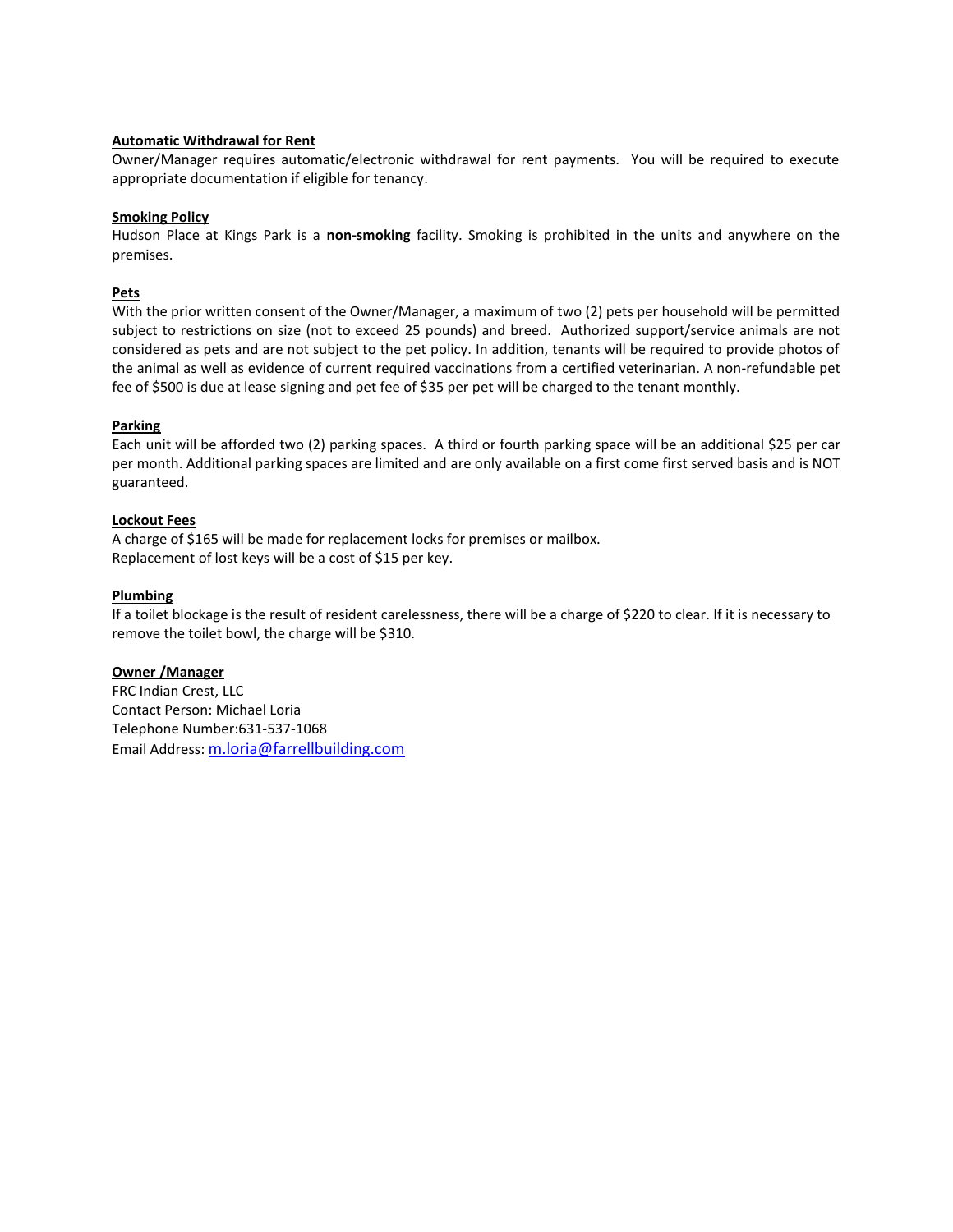**Automatic Withdrawal for Rent**

Owner/Manager requires automatic/electronic withdrawal for rent payments. You will be required to execute appropriate documentation if eligible for tenancy.

**Smoking Policy**

Hudson Place at Kings Park is a **non-smoking** facility. Smoking is prohibited in the units and anywhere on the premises.

**Pets**

With the prior written consent of the Owner/Manager, a maximum of two (2) pets per household will be permitted subject to restrictions on size (not to exceed 25 pounds) and breed. Authorized support/service animals are not considered as pets and are not subject to the pet policy. In addition, tenants will be required to provide photos of the animal as well as evidence of current required vaccinations from a certified veterinarian. A non-refundable pet fee of $500 is due at lease signing and pet fee of $35 per pet will be charged to the tenant monthly.

**Parking**

Each unit will be afforded two (2) parking spaces. A third or fourth parking space will be an additional $25 per car per month. Additional parking spaces are limited and are only available on a first come first served basis and is NOT guaranteed.

**Lockout Fees**

A charge of $165 will be made for replacement locks for premises or mailbox.
Replacement of lost keys will be a cost of $15 per key.

**Plumbing**

If a toilet blockage is the result of resident carelessness, there will be a charge of $220 to clear. If it is necessary to remove the toilet bowl, the charge will be $310.

**Owner /Manager**

FRC Indian Crest, LLC
Contact Person: Michael Loria
Telephone Number:631-537-1068
Email Address: m.loria@farrellbuilding.com